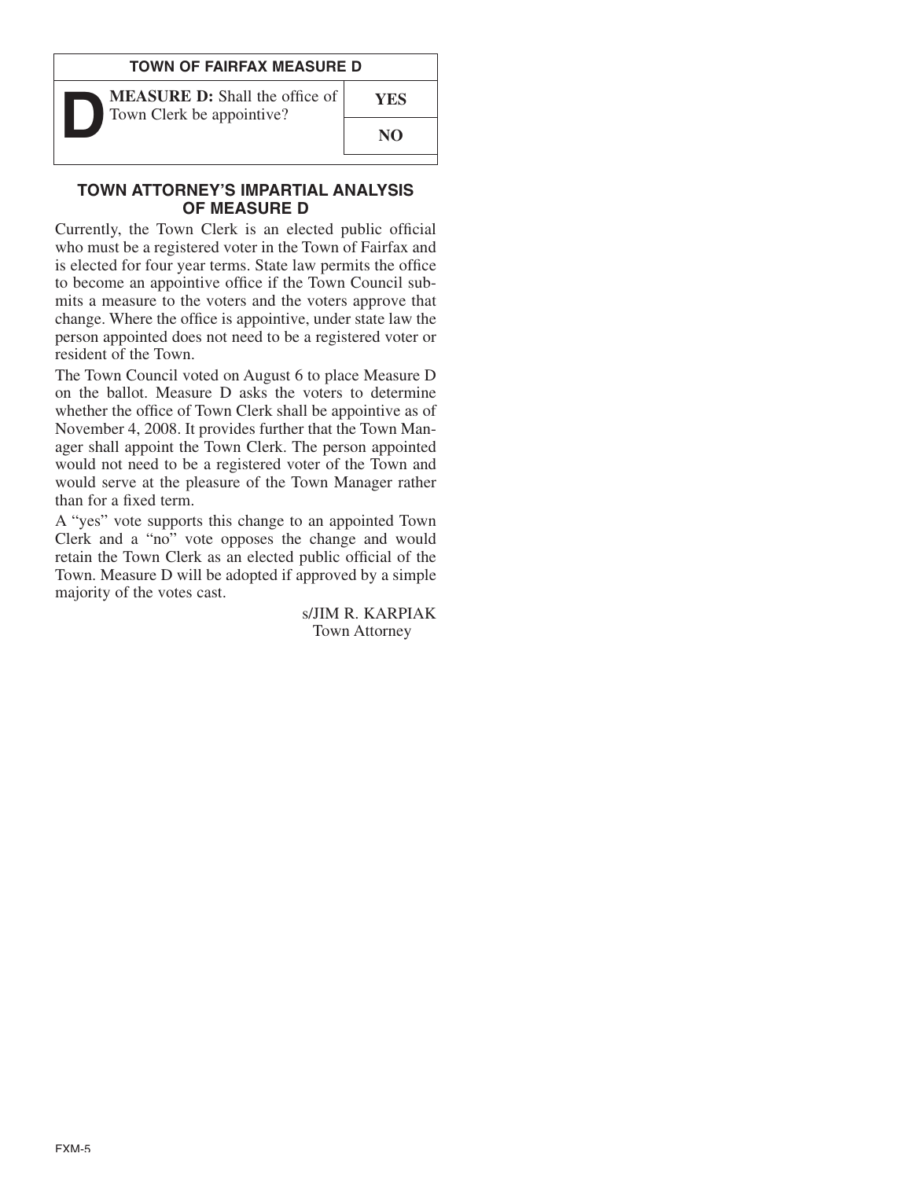## TOWN OF FAIRFAX MEASURE D

| D **MEASURE D:** Shall the office of Town Clerk be appointive? | |
|---|---|
| | **YES** |
| | **NO** |

## TOWN ATTORNEY'S IMPARTIAL ANALYSIS OF MEASURE D

Currently, the Town Clerk is an elected public official who must be a registered voter in the Town of Fairfax and is elected for four year terms. State law permits the office to become an appointive office if the Town Council submits a measure to the voters and the voters approve that change. Where the office is appointive, under state law the person appointed does not need to be a registered voter or resident of the Town.

The Town Council voted on August 6 to place Measure D on the ballot. Measure D asks the voters to determine whether the office of Town Clerk shall be appointive as of November 4, 2008. It provides further that the Town Manager shall appoint the Town Clerk. The person appointed would not need to be a registered voter of the Town and would serve at the pleasure of the Town Manager rather than for a fixed term.

A "yes" vote supports this change to an appointed Town Clerk and a "no" vote opposes the change and would retain the Town Clerk as an elected public official of the Town. Measure D will be adopted if approved by a simple majority of the votes cast.

s/JIM R. KARPIAK
Town Attorney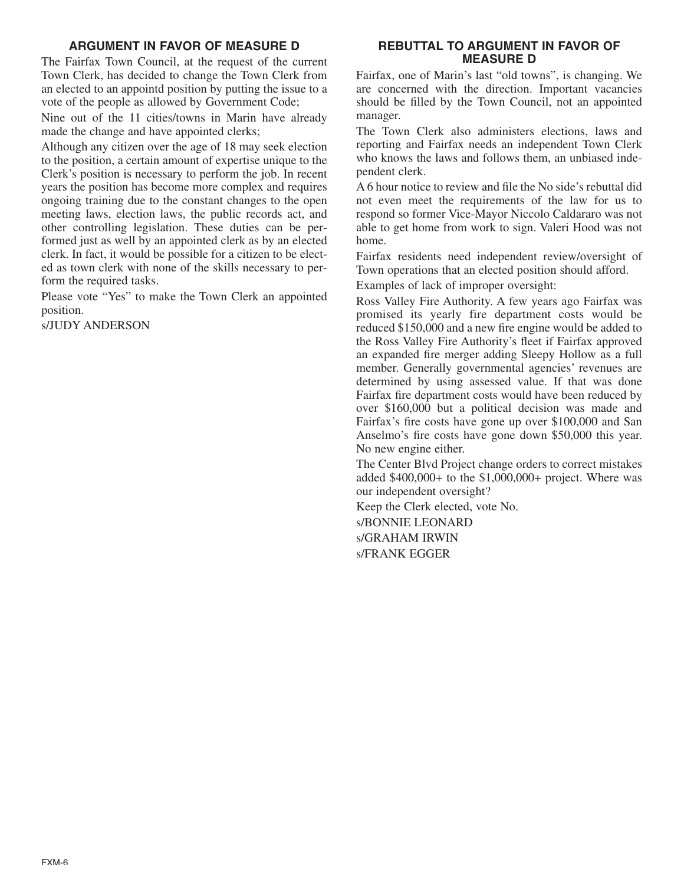## ARGUMENT IN FAVOR OF MEASURE D

The Fairfax Town Council, at the request of the current Town Clerk, has decided to change the Town Clerk from an elected to an appointd position by putting the issue to a vote of the people as allowed by Government Code;

Nine out of the 11 cities/towns in Marin have already made the change and have appointed clerks;

Although any citizen over the age of 18 may seek election to the position, a certain amount of expertise unique to the Clerk's position is necessary to perform the job. In recent years the position has become more complex and requires ongoing training due to the constant changes to the open meeting laws, election laws, the public records act, and other controlling legislation. These duties can be performed just as well by an appointed clerk as by an elected clerk. In fact, it would be possible for a citizen to be elected as town clerk with none of the skills necessary to perform the required tasks.

Please vote "Yes" to make the Town Clerk an appointed position.

s/JUDY ANDERSON

## REBUTTAL TO ARGUMENT IN FAVOR OF MEASURE D

Fairfax, one of Marin's last "old towns", is changing. We are concerned with the direction. Important vacancies should be filled by the Town Council, not an appointed manager.

The Town Clerk also administers elections, laws and reporting and Fairfax needs an independent Town Clerk who knows the laws and follows them, an unbiased independent clerk.

A 6 hour notice to review and file the No side's rebuttal did not even meet the requirements of the law for us to respond so former Vice-Mayor Niccolo Caldararo was not able to get home from work to sign. Valeri Hood was not home.

Fairfax residents need independent review/oversight of Town operations that an elected position should afford.

Examples of lack of improper oversight:

Ross Valley Fire Authority. A few years ago Fairfax was promised its yearly fire department costs would be reduced $150,000 and a new fire engine would be added to the Ross Valley Fire Authority's fleet if Fairfax approved an expanded fire merger adding Sleepy Hollow as a full member. Generally governmental agencies' revenues are determined by using assessed value. If that was done Fairfax fire department costs would have been reduced by over $160,000 but a political decision was made and Fairfax's fire costs have gone up over $100,000 and San Anselmo's fire costs have gone down $50,000 this year. No new engine either.

The Center Blvd Project change orders to correct mistakes added $400,000+ to the $1,000,000+ project. Where was our independent oversight?

Keep the Clerk elected, vote No.

s/BONNIE LEONARD

s/GRAHAM IRWIN

s/FRANK EGGER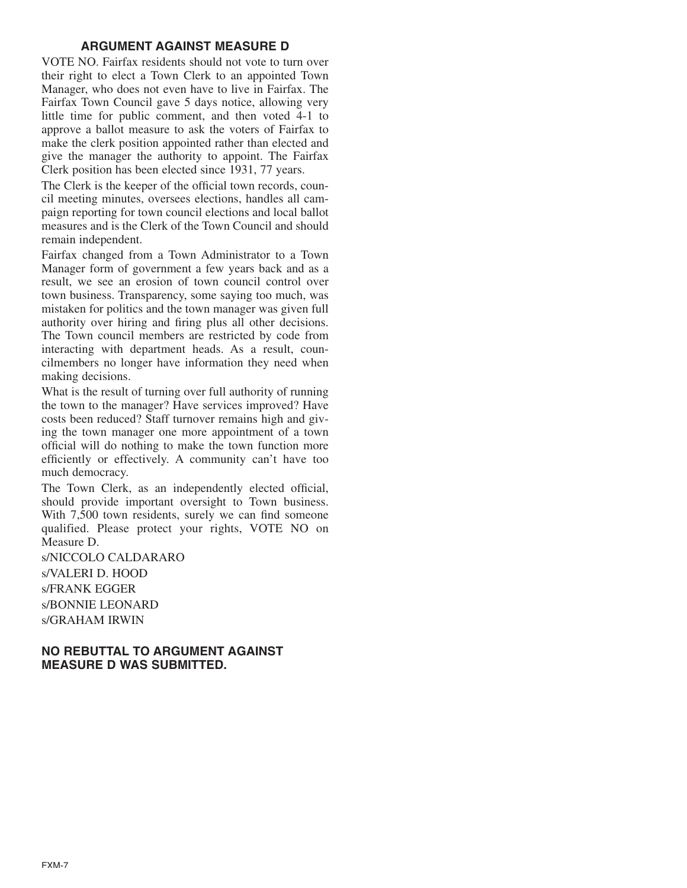## ARGUMENT AGAINST MEASURE D

VOTE NO. Fairfax residents should not vote to turn over their right to elect a Town Clerk to an appointed Town Manager, who does not even have to live in Fairfax. The Fairfax Town Council gave 5 days notice, allowing very little time for public comment, and then voted 4-1 to approve a ballot measure to ask the voters of Fairfax to make the clerk position appointed rather than elected and give the manager the authority to appoint. The Fairfax Clerk position has been elected since 1931, 77 years.

The Clerk is the keeper of the official town records, council meeting minutes, oversees elections, handles all campaign reporting for town council elections and local ballot measures and is the Clerk of the Town Council and should remain independent.

Fairfax changed from a Town Administrator to a Town Manager form of government a few years back and as a result, we see an erosion of town council control over town business. Transparency, some saying too much, was mistaken for politics and the town manager was given full authority over hiring and firing plus all other decisions. The Town council members are restricted by code from interacting with department heads. As a result, councilmembers no longer have information they need when making decisions.

What is the result of turning over full authority of running the town to the manager? Have services improved? Have costs been reduced? Staff turnover remains high and giving the town manager one more appointment of a town official will do nothing to make the town function more efficiently or effectively. A community can't have too much democracy.

The Town Clerk, as an independently elected official, should provide important oversight to Town business. With 7,500 town residents, surely we can find someone qualified. Please protect your rights, VOTE NO on Measure D.

s/NICCOLO CALDARARO

s/VALERI D. HOOD

s/FRANK EGGER

s/BONNIE LEONARD

s/GRAHAM IRWIN

**NO REBUTTAL TO ARGUMENT AGAINST MEASURE D WAS SUBMITTED.**